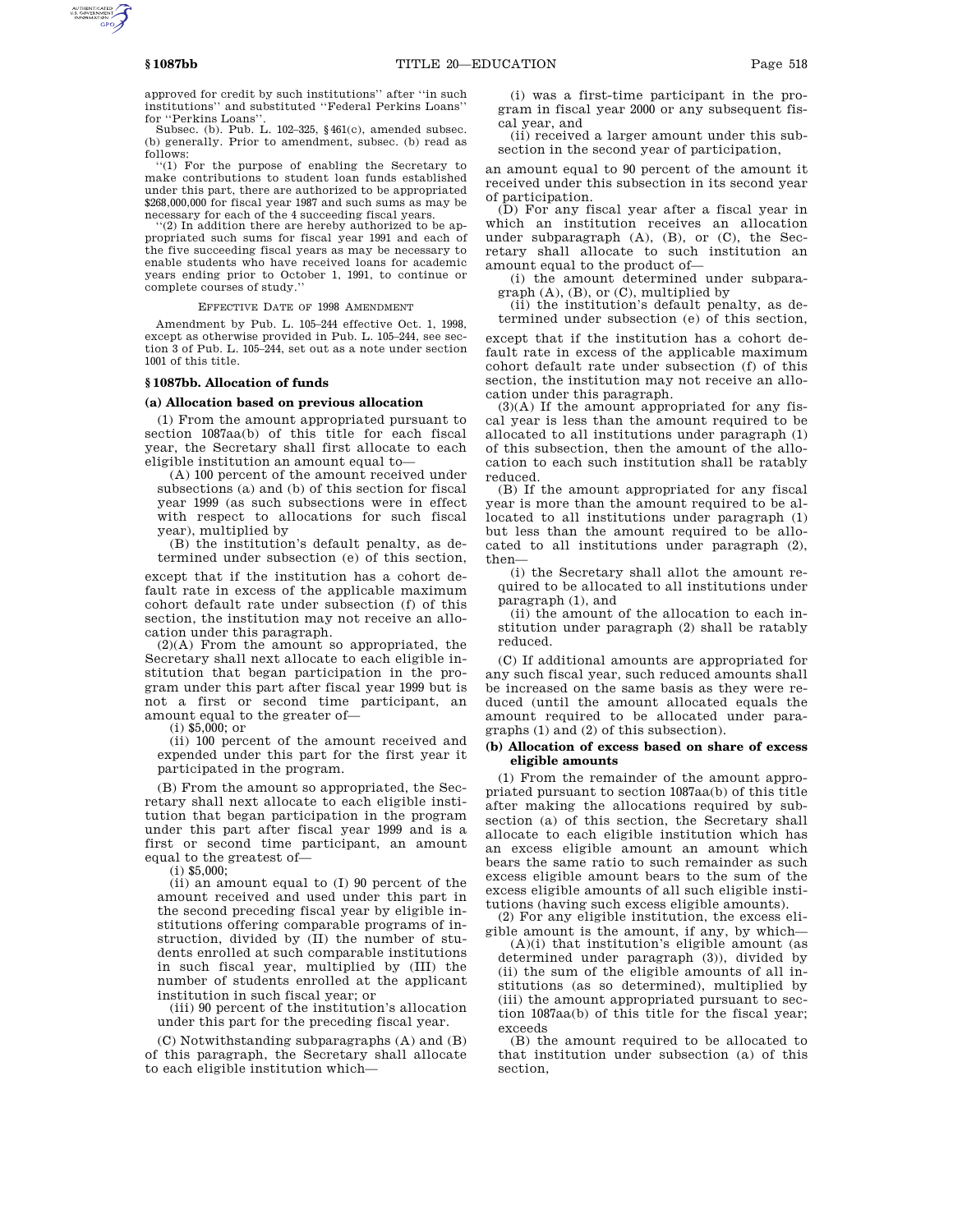approved for credit by such institutions'' after ''in such institutions'' and substituted ''Federal Perkins Loans'' for ''Perkins Loans''.

Subsec. (b). Pub. L. 102–325, §461(c), amended subsec. (b) generally. Prior to amendment, subsec. (b) read as follows:

''(1) For the purpose of enabling the Secretary to make contributions to student loan funds established under this part, there are authorized to be appropriated $268,000,000 for fiscal year 1987 and such sums as may be necessary for each of the 4 succeeding fiscal years.

''(2) In addition there are hereby authorized to be appropriated such sums for fiscal year 1991 and each of the five succeeding fiscal years as may be necessary to enable students who have received loans for academic years ending prior to October 1, 1991, to continue or complete courses of study.''

EFFECTIVE DATE OF 1998 AMENDMENT

Amendment by Pub. L. 105–244 effective Oct. 1, 1998, except as otherwise provided in Pub. L. 105–244, see section 3 of Pub. L. 105–244, set out as a note under section 1001 of this title.

## §1087bb. Allocation of funds

### (a) Allocation based on previous allocation

(1) From the amount appropriated pursuant to section 1087aa(b) of this title for each fiscal year, the Secretary shall first allocate to each eligible institution an amount equal to—

(A) 100 percent of the amount received under subsections (a) and (b) of this section for fiscal year 1999 (as such subsections were in effect with respect to allocations for such fiscal year), multiplied by

(B) the institution's default penalty, as determined under subsection (e) of this section,

except that if the institution has a cohort default rate in excess of the applicable maximum cohort default rate under subsection (f) of this section, the institution may not receive an allocation under this paragraph.

(2)(A) From the amount so appropriated, the Secretary shall next allocate to each eligible institution that began participation in the program under this part after fiscal year 1999 but is not a first or second time participant, an amount equal to the greater of—

(i) $5,000; or

(ii) 100 percent of the amount received and expended under this part for the first year it participated in the program.

(B) From the amount so appropriated, the Secretary shall next allocate to each eligible institution that began participation in the program under this part after fiscal year 1999 and is a first or second time participant, an amount equal to the greatest of—

(i) $5,000;

(ii) an amount equal to (I) 90 percent of the amount received and used under this part in the second preceding fiscal year by eligible institutions offering comparable programs of instruction, divided by (II) the number of students enrolled at such comparable institutions in such fiscal year, multiplied by (III) the number of students enrolled at the applicant institution in such fiscal year; or

(iii) 90 percent of the institution's allocation under this part for the preceding fiscal year.

(C) Notwithstanding subparagraphs (A) and (B) of this paragraph, the Secretary shall allocate to each eligible institution which—

(i) was a first-time participant in the program in fiscal year 2000 or any subsequent fiscal year, and

(ii) received a larger amount under this subsection in the second year of participation,

an amount equal to 90 percent of the amount it received under this subsection in its second year of participation.

(D) For any fiscal year after a fiscal year in which an institution receives an allocation under subparagraph (A), (B), or (C), the Secretary shall allocate to such institution an amount equal to the product of—

(i) the amount determined under subparagraph (A), (B), or (C), multiplied by

(ii) the institution's default penalty, as determined under subsection (e) of this section,

except that if the institution has a cohort default rate in excess of the applicable maximum cohort default rate under subsection (f) of this section, the institution may not receive an allocation under this paragraph.

(3)(A) If the amount appropriated for any fiscal year is less than the amount required to be allocated to all institutions under paragraph (1) of this subsection, then the amount of the allocation to each such institution shall be ratably reduced.

(B) If the amount appropriated for any fiscal year is more than the amount required to be allocated to all institutions under paragraph (1) but less than the amount required to be allocated to all institutions under paragraph (2), then—

(i) the Secretary shall allot the amount required to be allocated to all institutions under paragraph (1), and

(ii) the amount of the allocation to each institution under paragraph (2) shall be ratably reduced.

(C) If additional amounts are appropriated for any such fiscal year, such reduced amounts shall be increased on the same basis as they were reduced (until the amount allocated equals the amount required to be allocated under paragraphs (1) and (2) of this subsection).

### (b) Allocation of excess based on share of excess eligible amounts

(1) From the remainder of the amount appropriated pursuant to section 1087aa(b) of this title after making the allocations required by subsection (a) of this section, the Secretary shall allocate to each eligible institution which has an excess eligible amount an amount which bears the same ratio to such remainder as such excess eligible amount bears to the sum of the excess eligible amounts of all such eligible institutions (having such excess eligible amounts).

(2) For any eligible institution, the excess eligible amount is the amount, if any, by which—

(A)(i) that institution's eligible amount (as determined under paragraph (3)), divided by (ii) the sum of the eligible amounts of all institutions (as so determined), multiplied by (iii) the amount appropriated pursuant to section 1087aa(b) of this title for the fiscal year; exceeds

(B) the amount required to be allocated to that institution under subsection (a) of this section,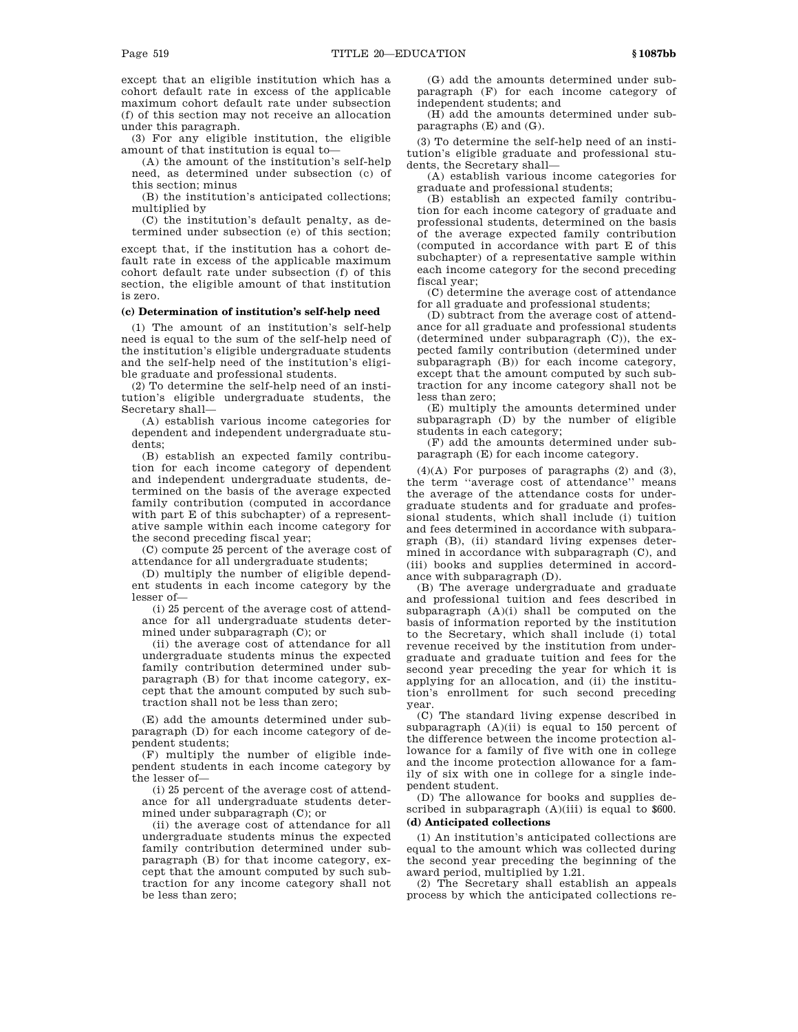except that an eligible institution which has a cohort default rate in excess of the applicable maximum cohort default rate under subsection (f) of this section may not receive an allocation under this paragraph.

(3) For any eligible institution, the eligible amount of that institution is equal to—

(A) the amount of the institution's self-help need, as determined under subsection (c) of this section; minus

(B) the institution's anticipated collections; multiplied by

(C) the institution's default penalty, as determined under subsection (e) of this section;

except that, if the institution has a cohort default rate in excess of the applicable maximum cohort default rate under subsection (f) of this section, the eligible amount of that institution is zero.

#### (c) Determination of institution's self-help need

(1) The amount of an institution's self-help need is equal to the sum of the self-help need of the institution's eligible undergraduate students and the self-help need of the institution's eligible graduate and professional students.

(2) To determine the self-help need of an institution's eligible undergraduate students, the Secretary shall—

(A) establish various income categories for dependent and independent undergraduate students;

(B) establish an expected family contribution for each income category of dependent and independent undergraduate students, determined on the basis of the average expected family contribution (computed in accordance with part E of this subchapter) of a representative sample within each income category for the second preceding fiscal year;

(C) compute 25 percent of the average cost of attendance for all undergraduate students;

(D) multiply the number of eligible dependent students in each income category by the lesser of—

(i) 25 percent of the average cost of attendance for all undergraduate students determined under subparagraph (C); or

(ii) the average cost of attendance for all undergraduate students minus the expected family contribution determined under subparagraph (B) for that income category, except that the amount computed by such subtraction shall not be less than zero;

(E) add the amounts determined under subparagraph (D) for each income category of dependent students;

(F) multiply the number of eligible independent students in each income category by the lesser of—

(i) 25 percent of the average cost of attendance for all undergraduate students determined under subparagraph (C); or

(ii) the average cost of attendance for all undergraduate students minus the expected family contribution determined under subparagraph (B) for that income category, except that the amount computed by such subtraction for any income category shall not be less than zero;

(G) add the amounts determined under subparagraph (F) for each income category of independent students; and

(H) add the amounts determined under subparagraphs (E) and (G).

(3) To determine the self-help need of an institution's eligible graduate and professional students, the Secretary shall—

(A) establish various income categories for graduate and professional students;

(B) establish an expected family contribution for each income category of graduate and professional students, determined on the basis of the average expected family contribution (computed in accordance with part E of this subchapter) of a representative sample within each income category for the second preceding fiscal year;

(C) determine the average cost of attendance for all graduate and professional students;

(D) subtract from the average cost of attendance for all graduate and professional students (determined under subparagraph (C)), the expected family contribution (determined under subparagraph (B)) for each income category, except that the amount computed by such subtraction for any income category shall not be less than zero;

(E) multiply the amounts determined under subparagraph (D) by the number of eligible students in each category;

(F) add the amounts determined under subparagraph (E) for each income category.

(4)(A) For purposes of paragraphs (2) and (3), the term "average cost of attendance" means the average of the attendance costs for undergraduate students and for graduate and professional students, which shall include (i) tuition and fees determined in accordance with subparagraph (B), (ii) standard living expenses determined in accordance with subparagraph (C), and (iii) books and supplies determined in accordance with subparagraph (D).

(B) The average undergraduate and graduate and professional tuition and fees described in subparagraph (A)(i) shall be computed on the basis of information reported by the institution to the Secretary, which shall include (i) total revenue received by the institution from undergraduate and graduate tuition and fees for the second year preceding the year for which it is applying for an allocation, and (ii) the institution's enrollment for such second preceding year.

(C) The standard living expense described in subparagraph (A)(ii) is equal to 150 percent of the difference between the income protection allowance for a family of five with one in college and the income protection allowance for a family of six with one in college for a single independent student.

(D) The allowance for books and supplies described in subparagraph (A)(iii) is equal to $600.

#### (d) Anticipated collections

(1) An institution's anticipated collections are equal to the amount which was collected during the second year preceding the beginning of the award period, multiplied by 1.21.

(2) The Secretary shall establish an appeals process by which the anticipated collections re-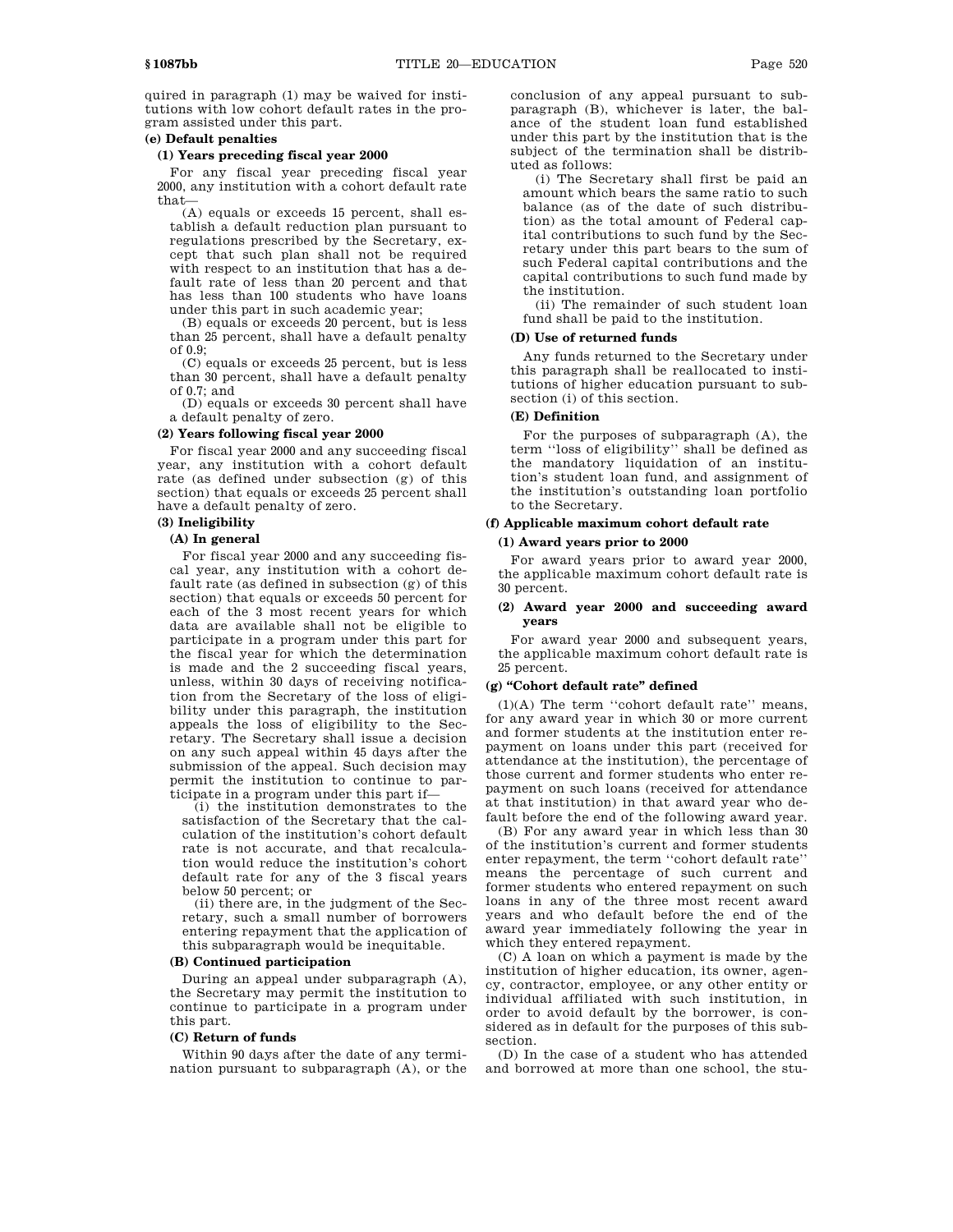quired in paragraph (1) may be waived for institutions with low cohort default rates in the program assisted under this part.

### (e) Default penalties

#### (1) Years preceding fiscal year 2000

For any fiscal year preceding fiscal year 2000, any institution with a cohort default rate that—

(A) equals or exceeds 15 percent, shall establish a default reduction plan pursuant to regulations prescribed by the Secretary, except that such plan shall not be required with respect to an institution that has a default rate of less than 20 percent and that has less than 100 students who have loans under this part in such academic year;

(B) equals or exceeds 20 percent, but is less than 25 percent, shall have a default penalty of 0.9;

(C) equals or exceeds 25 percent, but is less than 30 percent, shall have a default penalty of 0.7; and

(D) equals or exceeds 30 percent shall have a default penalty of zero.

#### (2) Years following fiscal year 2000

For fiscal year 2000 and any succeeding fiscal year, any institution with a cohort default rate (as defined under subsection (g) of this section) that equals or exceeds 25 percent shall have a default penalty of zero.

#### (3) Ineligibility

##### (A) In general

For fiscal year 2000 and any succeeding fiscal year, any institution with a cohort default rate (as defined in subsection (g) of this section) that equals or exceeds 50 percent for each of the 3 most recent years for which data are available shall not be eligible to participate in a program under this part for the fiscal year for which the determination is made and the 2 succeeding fiscal years, unless, within 30 days of receiving notification from the Secretary of the loss of eligibility under this paragraph, the institution appeals the loss of eligibility to the Secretary. The Secretary shall issue a decision on any such appeal within 45 days after the submission of the appeal. Such decision may permit the institution to continue to participate in a program under this part if—

(i) the institution demonstrates to the satisfaction of the Secretary that the calculation of the institution's cohort default rate is not accurate, and that recalculation would reduce the institution's cohort default rate for any of the 3 fiscal years below 50 percent; or

(ii) there are, in the judgment of the Secretary, such a small number of borrowers entering repayment that the application of this subparagraph would be inequitable.

##### (B) Continued participation

During an appeal under subparagraph (A), the Secretary may permit the institution to continue to participate in a program under this part.

##### (C) Return of funds

Within 90 days after the date of any termination pursuant to subparagraph (A), or the conclusion of any appeal pursuant to subparagraph (B), whichever is later, the balance of the student loan fund established under this part by the institution that is the subject of the termination shall be distributed as follows:

(i) The Secretary shall first be paid an amount which bears the same ratio to such balance (as of the date of such distribution) as the total amount of Federal capital contributions to such fund by the Secretary under this part bears to the sum of such Federal capital contributions and the capital contributions to such fund made by the institution.

(ii) The remainder of such student loan fund shall be paid to the institution.

##### (D) Use of returned funds

Any funds returned to the Secretary under this paragraph shall be reallocated to institutions of higher education pursuant to subsection (i) of this section.

##### (E) Definition

For the purposes of subparagraph (A), the term ''loss of eligibility'' shall be defined as the mandatory liquidation of an institution's student loan fund, and assignment of the institution's outstanding loan portfolio to the Secretary.

### (f) Applicable maximum cohort default rate

#### (1) Award years prior to 2000

For award years prior to award year 2000, the applicable maximum cohort default rate is 30 percent.

#### (2) Award year 2000 and succeeding award years

For award year 2000 and subsequent years, the applicable maximum cohort default rate is 25 percent.

### (g) "Cohort default rate" defined

(1)(A) The term ''cohort default rate'' means, for any award year in which 30 or more current and former students at the institution enter repayment on loans under this part (received for attendance at the institution), the percentage of those current and former students who enter repayment on such loans (received for attendance at that institution) in that award year who default before the end of the following award year.

(B) For any award year in which less than 30 of the institution's current and former students enter repayment, the term ''cohort default rate'' means the percentage of such current and former students who entered repayment on such loans in any of the three most recent award years and who default before the end of the award year immediately following the year in which they entered repayment.

(C) A loan on which a payment is made by the institution of higher education, its owner, agency, contractor, employee, or any other entity or individual affiliated with such institution, in order to avoid default by the borrower, is considered as in default for the purposes of this subsection.

(D) In the case of a student who has attended and borrowed at more than one school, the stu-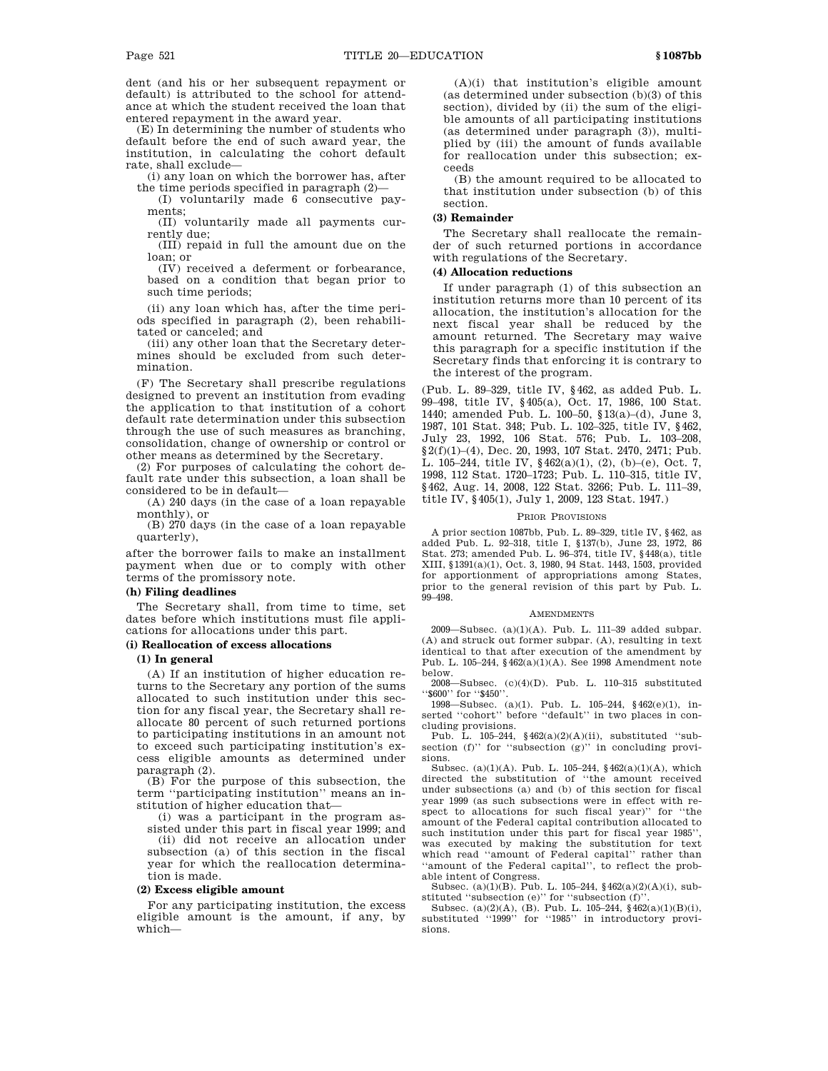dent (and his or her subsequent repayment or default) is attributed to the school for attendance at which the student received the loan that entered repayment in the award year.

(E) In determining the number of students who default before the end of such award year, the institution, in calculating the cohort default rate, shall exclude—

(i) any loan on which the borrower has, after the time periods specified in paragraph (2)—

(I) voluntarily made 6 consecutive payments;

(II) voluntarily made all payments currently due;

(III) repaid in full the amount due on the loan; or

(IV) received a deferment or forbearance, based on a condition that began prior to such time periods;

(ii) any loan which has, after the time periods specified in paragraph (2), been rehabilitated or canceled; and

(iii) any other loan that the Secretary determines should be excluded from such determination.

(F) The Secretary shall prescribe regulations designed to prevent an institution from evading the application to that institution of a cohort default rate determination under this subsection through the use of such measures as branching, consolidation, change of ownership or control or other means as determined by the Secretary.

(2) For purposes of calculating the cohort default rate under this subsection, a loan shall be considered to be in default—

(A) 240 days (in the case of a loan repayable monthly), or

(B) 270 days (in the case of a loan repayable quarterly),

after the borrower fails to make an installment payment when due or to comply with other terms of the promissory note.

#### (h) Filing deadlines

The Secretary shall, from time to time, set dates before which institutions must file applications for allocations under this part.

#### (i) Reallocation of excess allocations

##### (1) In general

(A) If an institution of higher education returns to the Secretary any portion of the sums allocated to such institution under this section for any fiscal year, the Secretary shall reallocate 80 percent of such returned portions to participating institutions in an amount not to exceed such participating institution's excess eligible amounts as determined under paragraph (2).

(B) For the purpose of this subsection, the term "participating institution" means an institution of higher education that—

(i) was a participant in the program assisted under this part in fiscal year 1999; and

(ii) did not receive an allocation under subsection (a) of this section in the fiscal year for which the reallocation determination is made.

##### (2) Excess eligible amount

For any participating institution, the excess eligible amount is the amount, if any, by which—

(A)(i) that institution's eligible amount (as determined under subsection (b)(3) of this section), divided by (ii) the sum of the eligible amounts of all participating institutions (as determined under paragraph (3)), multiplied by (iii) the amount of funds available for reallocation under this subsection; exceeds

(B) the amount required to be allocated to that institution under subsection (b) of this section.

##### (3) Remainder

The Secretary shall reallocate the remainder of such returned portions in accordance with regulations of the Secretary.

##### (4) Allocation reductions

If under paragraph (1) of this subsection an institution returns more than 10 percent of its allocation, the institution's allocation for the next fiscal year shall be reduced by the amount returned. The Secretary may waive this paragraph for a specific institution if the Secretary finds that enforcing it is contrary to the interest of the program.

(Pub. L. 89–329, title IV, §462, as added Pub. L. 99–498, title IV, §405(a), Oct. 17, 1986, 100 Stat. 1440; amended Pub. L. 100–50, §13(a)–(d), June 3, 1987, 101 Stat. 348; Pub. L. 102–325, title IV, §462, July 23, 1992, 106 Stat. 576; Pub. L. 103–208, §2(f)(1)–(4), Dec. 20, 1993, 107 Stat. 2470, 2471; Pub. L. 105–244, title IV, §462(a)(1), (2), (b)–(e), Oct. 7, 1998, 112 Stat. 1720–1723; Pub. L. 110–315, title IV, §462, Aug. 14, 2008, 122 Stat. 3266; Pub. L. 111–39, title IV, §405(1), July 1, 2009, 123 Stat. 1947.)

###### Prior Provisions

A prior section 1087bb, Pub. L. 89–329, title IV, §462, as added Pub. L. 92–318, title I, §137(b), June 23, 1972, 86 Stat. 273; amended Pub. L. 96–374, title IV, §448(a), title XIII, §1391(a)(1), Oct. 3, 1980, 94 Stat. 1443, 1503, provided for apportionment of appropriations among States, prior to the general revision of this part by Pub. L. 99–498.

###### Amendments

2009—Subsec. (a)(1)(A). Pub. L. 111–39 added subpar. (A) and struck out former subpar. (A), resulting in text identical to that after execution of the amendment by Pub. L. 105–244, §462(a)(1)(A). See 1998 Amendment note below.

2008—Subsec. (c)(4)(D). Pub. L. 110–315 substituted "$600" for "$450".

1998—Subsec. (a)(1). Pub. L. 105–244, §462(e)(1), inserted "cohort" before "default" in two places in concluding provisions.

Pub. L. 105–244, §462(a)(2)(A)(ii), substituted "subsection (f)" for "subsection (g)" in concluding provisions.

Subsec. (a)(1)(A). Pub. L. 105–244, §462(a)(1)(A), which directed the substitution of "the amount received under subsections (a) and (b) of this section for fiscal year 1999 (as such subsections were in effect with respect to allocations for such fiscal year)" for "the amount of the Federal capital contribution allocated to such institution under this part for fiscal year 1985", was executed by making the substitution for text which read "amount of Federal capital" rather than "amount of the Federal capital", to reflect the probable intent of Congress.

Subsec. (a)(1)(B). Pub. L. 105–244, §462(a)(2)(A)(i), substituted "subsection (e)" for "subsection (f)".

Subsec. (a)(2)(A), (B). Pub. L. 105–244, §462(a)(1)(B)(i), substituted "1999" for "1985" in introductory provisions.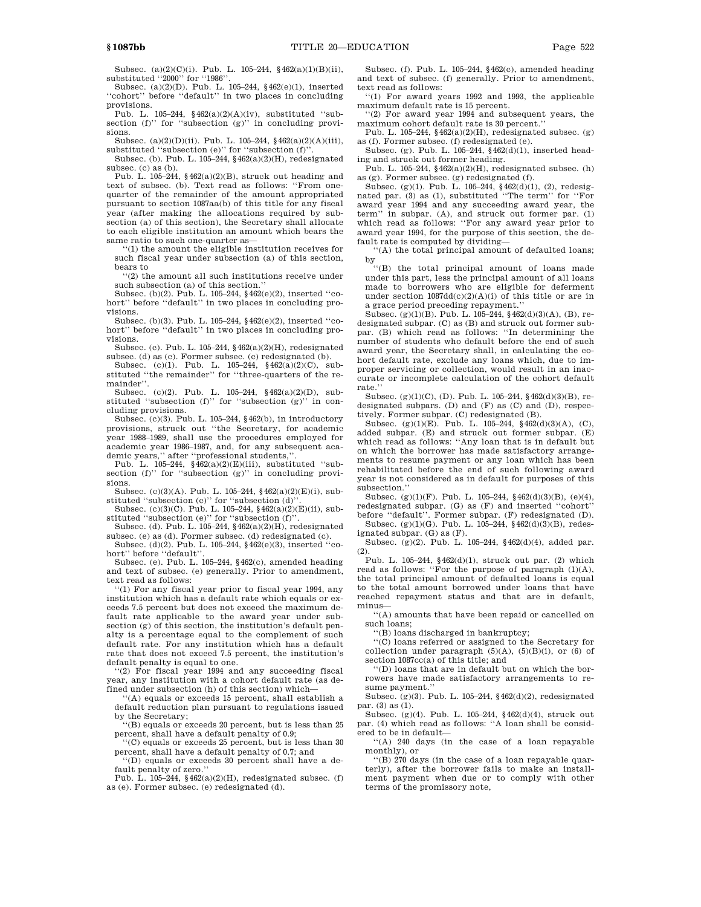Subsec. (a)(2)(C)(i). Pub. L. 105–244, §462(a)(1)(B)(ii), substituted ''2000'' for ''1986''.

Subsec. (a)(2)(D). Pub. L. 105–244, §462(e)(1), inserted ''cohort'' before ''default'' in two places in concluding provisions.

Pub. L. 105–244, §462(a)(2)(A)(iv), substituted ''subsection (f)'' for ''subsection (g)'' in concluding provisions.

Subsec. (a)(2)(D)(ii). Pub. L. 105–244, §462(a)(2)(A)(iii), substituted ''subsection (e)'' for ''subsection (f)''.

Subsec. (b). Pub. L. 105–244, §462(a)(2)(H), redesignated subsec. (c) as (b).

Pub. L. 105–244, §462(a)(2)(B), struck out heading and text of subsec. (b). Text read as follows: ''From one-quarter of the remainder of the amount appropriated pursuant to section 1087aa(b) of this title for any fiscal year (after making the allocations required by subsection (a) of this section), the Secretary shall allocate to each eligible institution an amount which bears the same ratio to such one-quarter as—

''(1) the amount the eligible institution receives for such fiscal year under subsection (a) of this section, bears to

''(2) the amount all such institutions receive under such subsection (a) of this section.''

Subsec. (b)(2). Pub. L. 105–244, §462(e)(2), inserted ''cohort'' before ''default'' in two places in concluding provisions.

Subsec. (b)(3). Pub. L. 105–244, §462(e)(2), inserted ''cohort'' before ''default'' in two places in concluding provisions.

Subsec. (c). Pub. L. 105–244, §462(a)(2)(H), redesignated subsec. (d) as (c). Former subsec. (c) redesignated (b).

Subsec. (c)(1). Pub. L. 105–244, §462(a)(2)(C), substituted ''the remainder'' for ''three-quarters of the remainder''.

Subsec. (c)(2). Pub. L. 105–244, §462(a)(2)(D), substituted ''subsection (f)'' for ''subsection (g)'' in concluding provisions.

Subsec. (c)(3). Pub. L. 105–244, §462(b), in introductory provisions, struck out ''the Secretary, for academic year 1988–1989, shall use the procedures employed for academic year 1986–1987, and, for any subsequent academic years,'' after ''professional students,''.

Pub. L. 105–244, §462(a)(2)(E)(iii), substituted ''subsection (f)'' for ''subsection (g)'' in concluding provisions.

Subsec. (c)(3)(A). Pub. L. 105–244, §462(a)(2)(E)(i), substituted ''subsection (c)'' for ''subsection (d)''.

Subsec. (c)(3)(C). Pub. L. 105–244, §462(a)(2)(E)(ii), substituted ''subsection (e)'' for ''subsection (f)''.

Subsec. (d). Pub. L. 105–244, §462(a)(2)(H), redesignated subsec. (e) as (d). Former subsec. (d) redesignated (c).

Subsec. (d)(2). Pub. L. 105–244, §462(e)(3), inserted ''cohort'' before ''default''.

Subsec. (e). Pub. L. 105–244, §462(c), amended heading and text of subsec. (e) generally. Prior to amendment, text read as follows:

''(1) For any fiscal year prior to fiscal year 1994, any institution which has a default rate which equals or exceeds 7.5 percent but does not exceed the maximum default rate applicable to the award year under subsection (g) of this section, the institution's default penalty is a percentage equal to the complement of such default rate. For any institution which has a default rate that does not exceed 7.5 percent, the institution's default penalty is equal to one.

''(2) For fiscal year 1994 and any succeeding fiscal year, any institution with a cohort default rate (as defined under subsection (h) of this section) which—

''(A) equals or exceeds 15 percent, shall establish a default reduction plan pursuant to regulations issued by the Secretary;

''(B) equals or exceeds 20 percent, but is less than 25 percent, shall have a default penalty of 0.9;

''(C) equals or exceeds 25 percent, but is less than 30 percent, shall have a default penalty of 0.7; and

''(D) equals or exceeds 30 percent shall have a default penalty of zero.''

Pub. L. 105–244, §462(a)(2)(H), redesignated subsec. (f) as (e). Former subsec. (e) redesignated (d).

Subsec. (f). Pub. L. 105–244, §462(c), amended heading and text of subsec. (f) generally. Prior to amendment, text read as follows:

''(1) For award years 1992 and 1993, the applicable maximum default rate is 15 percent.

''(2) For award year 1994 and subsequent years, the maximum cohort default rate is 30 percent.''

Pub. L. 105–244, §462(a)(2)(H), redesignated subsec. (g) as (f). Former subsec. (f) redesignated (e).

Subsec. (g). Pub. L. 105–244, §462(d)(1), inserted heading and struck out former heading.

Pub. L. 105–244, §462(a)(2)(H), redesignated subsec. (h) as (g). Former subsec. (g) redesignated (f).

Subsec. (g)(1). Pub. L. 105–244, §462(d)(1), (2), redesignated par. (3) as (1), substituted ''The term'' for ''For award year 1994 and any succeeding award year, the term'' in subpar. (A), and struck out former par. (1) which read as follows: ''For any award year prior to award year 1994, for the purpose of this section, the default rate is computed by dividing—

''(A) the total principal amount of defaulted loans; by

''(B) the total principal amount of loans made under this part, less the principal amount of all loans made to borrowers who are eligible for deferment under section 1087dd(c)(2)(A)(i) of this title or are in a grace period preceding repayment.''

Subsec. (g)(1)(B). Pub. L. 105–244, §462(d)(3)(A), (B), redesignated subpar. (C) as (B) and struck out former subpar. (B) which read as follows: ''In determining the number of students who default before the end of such award year, the Secretary shall, in calculating the cohort default rate, exclude any loans which, due to improper servicing or collection, would result in an inaccurate or incomplete calculation of the cohort default rate.''

Subsec. (g)(1)(C), (D). Pub. L. 105–244, §462(d)(3)(B), redesignated subpars. (D) and (F) as (C) and (D), respectively. Former subpar. (C) redesignated (B).

Subsec. (g)(1)(E). Pub. L. 105–244, §462(d)(3)(A), (C), added subpar. (E) and struck out former subpar. (E) which read as follows: ''Any loan that is in default but on which the borrower has made satisfactory arrangements to resume payment or any loan which has been rehabilitated before the end of such following award year is not considered as in default for purposes of this subsection.''

Subsec. (g)(1)(F). Pub. L. 105–244, §462(d)(3)(B), (e)(4), redesignated subpar. (G) as (F) and inserted ''cohort'' before ''default''. Former subpar. (F) redesignated (D).

Subsec. (g)(1)(G). Pub. L. 105–244, §462(d)(3)(B), redesignated subpar. (G) as (F).

Subsec. (g)(2). Pub. L. 105–244, §462(d)(4), added par. (2).

Pub. L. 105–244, §462(d)(1), struck out par. (2) which read as follows: ''For the purpose of paragraph (1)(A), the total principal amount of defaulted loans is equal to the total amount borrowed under loans that have reached repayment status and that are in default, minus—

''(A) amounts that have been repaid or cancelled on such loans;

''(B) loans discharged in bankruptcy;

''(C) loans referred or assigned to the Secretary for collection under paragraph (5)(A), (5)(B)(i), or (6) of section 1087cc(a) of this title; and

''(D) loans that are in default but on which the borrowers have made satisfactory arrangements to resume payment.''

Subsec. (g)(3). Pub. L. 105–244, §462(d)(2), redesignated par. (3) as (1).

Subsec. (g)(4). Pub. L. 105–244, §462(d)(4), struck out par. (4) which read as follows: ''A loan shall be considered to be in default—

''(A) 240 days (in the case of a loan repayable monthly), or

''(B) 270 days (in the case of a loan repayable quarterly), after the borrower fails to make an installment payment when due or to comply with other terms of the promissory note,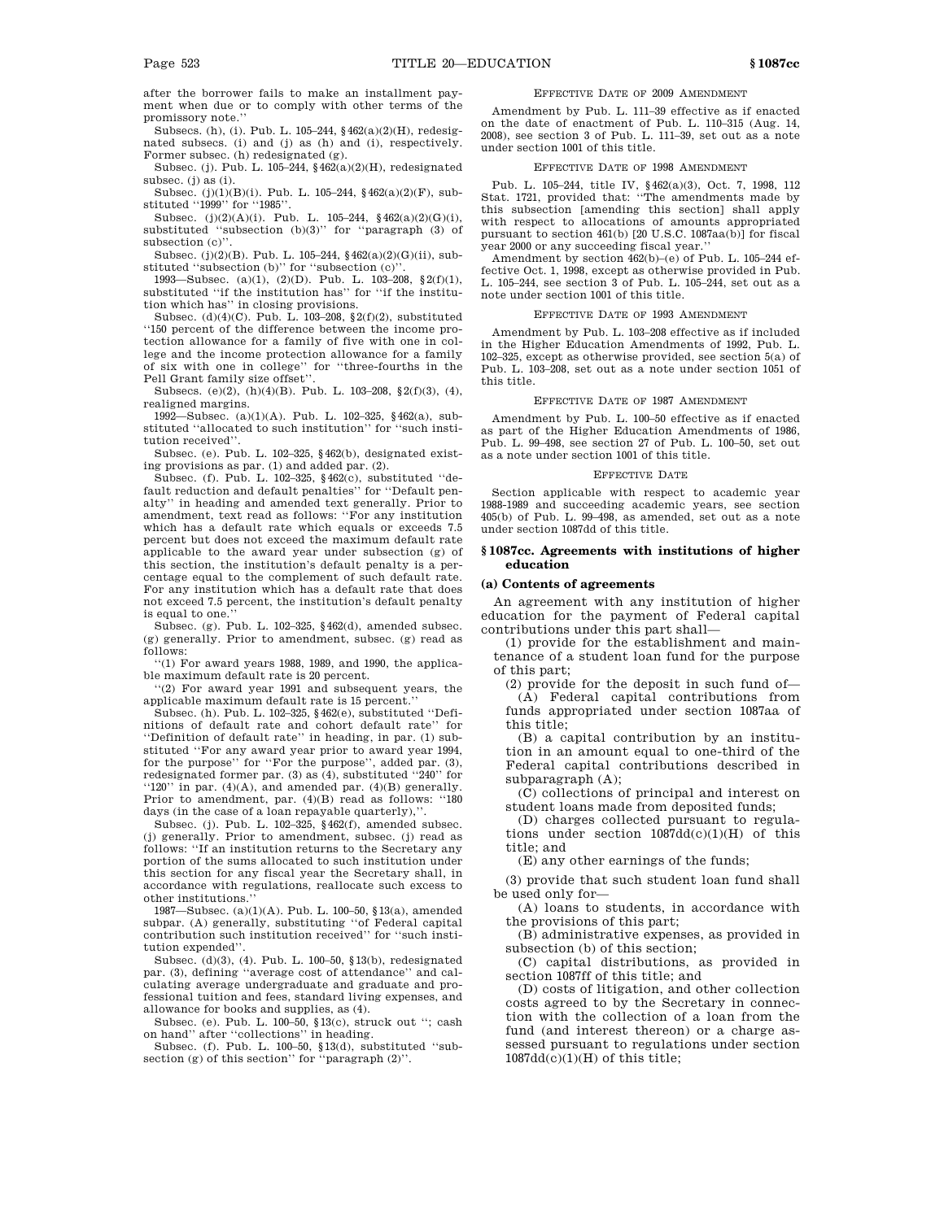after the borrower fails to make an installment payment when due or to comply with other terms of the promissory note.''

Subsecs. (h), (i). Pub. L. 105–244, §462(a)(2)(H), redesignated subsecs. (i) and (j) as (h) and (i), respectively. Former subsec. (h) redesignated (g).

Subsec. (j). Pub. L. 105–244, §462(a)(2)(H), redesignated subsec. (j) as (i).

Subsec. (j)(1)(B)(i). Pub. L. 105–244, §462(a)(2)(F), substituted ''1999'' for ''1985''.

Subsec. (j)(2)(A)(i). Pub. L. 105–244, §462(a)(2)(G)(i), substituted ''subsection (b)(3)'' for ''paragraph (3) of subsection (c)''.

Subsec. (j)(2)(B). Pub. L. 105–244, §462(a)(2)(G)(ii), substituted ''subsection (b)'' for ''subsection (c)''.

1993—Subsec. (a)(1), (2)(D). Pub. L. 103–208, §2(f)(1), substituted ''if the institution has'' for ''if the institution which has'' in closing provisions.

Subsec. (d)(4)(C). Pub. L. 103–208, §2(f)(2), substituted ''150 percent of the difference between the income protection allowance for a family of five with one in college and the income protection allowance for a family of six with one in college'' for ''three-fourths in the Pell Grant family size offset''.

Subsecs. (e)(2), (h)(4)(B). Pub. L. 103–208, §2(f)(3), (4), realigned margins.

1992—Subsec. (a)(1)(A). Pub. L. 102–325, §462(a), substituted ''allocated to such institution'' for ''such institution received''.

Subsec. (e). Pub. L. 102–325, §462(b), designated existing provisions as par. (1) and added par. (2).

Subsec. (f). Pub. L. 102–325, §462(c), substituted ''default reduction and default penalties'' for ''Default penalty'' in heading and amended text generally. Prior to amendment, text read as follows: ''For any institution which has a default rate which equals or exceeds 7.5 percent but does not exceed the maximum default rate applicable to the award year under subsection (g) of this section, the institution's default penalty is a percentage equal to the complement of such default rate. For any institution which has a default rate that does not exceed 7.5 percent, the institution's default penalty is equal to one.''

Subsec. (g). Pub. L. 102–325, §462(d), amended subsec. (g) generally. Prior to amendment, subsec. (g) read as follows:

''(1) For award years 1988, 1989, and 1990, the applicable maximum default rate is 20 percent.

''(2) For award year 1991 and subsequent years, the applicable maximum default rate is 15 percent.''

Subsec. (h). Pub. L. 102–325, §462(e), substituted ''Definitions of default rate and cohort default rate'' for ''Definition of default rate'' in heading, in par. (1) substituted ''For any award year prior to award year 1994, for the purpose'' for ''For the purpose'', added par. (3), redesignated former par. (3) as (4), substituted ''240'' for ''120'' in par. (4)(A), and amended par. (4)(B) generally. Prior to amendment, par. (4)(B) read as follows: ''180 days (in the case of a loan repayable quarterly),''.

Subsec. (j). Pub. L. 102–325, §462(f), amended subsec. (j) generally. Prior to amendment, subsec. (j) read as follows: ''If an institution returns to the Secretary any portion of the sums allocated to such institution under this section for any fiscal year the Secretary shall, in accordance with regulations, reallocate such excess to other institutions.''

1987—Subsec. (a)(1)(A). Pub. L. 100–50, §13(a), amended subpar. (A) generally, substituting ''of Federal capital contribution such institution received'' for ''such institution expended''.

Subsec. (d)(3), (4). Pub. L. 100–50, §13(b), redesignated par. (3), defining ''average cost of attendance'' and calculating average undergraduate and graduate and professional tuition and fees, standard living expenses, and allowance for books and supplies, as (4).

Subsec. (e). Pub. L. 100–50, §13(c), struck out ''; cash on hand'' after ''collections'' in heading.

Subsec. (f). Pub. L. 100–50, §13(d), substituted ''subsection (g) of this section'' for ''paragraph (2)''.

EFFECTIVE DATE OF 2009 AMENDMENT

Amendment by Pub. L. 111–39 effective as if enacted on the date of enactment of Pub. L. 110–315 (Aug. 14, 2008), see section 3 of Pub. L. 111–39, set out as a note under section 1001 of this title.

EFFECTIVE DATE OF 1998 AMENDMENT

Pub. L. 105–244, title IV, §462(a)(3), Oct. 7, 1998, 112 Stat. 1721, provided that: ''The amendments made by this subsection [amending this section] shall apply with respect to allocations of amounts appropriated pursuant to section 461(b) [20 U.S.C. 1087aa(b)] for fiscal year 2000 or any succeeding fiscal year.''

Amendment by section 462(b)–(e) of Pub. L. 105–244 effective Oct. 1, 1998, except as otherwise provided in Pub. L. 105–244, see section 3 of Pub. L. 105–244, set out as a note under section 1001 of this title.

EFFECTIVE DATE OF 1993 AMENDMENT

Amendment by Pub. L. 103–208 effective as if included in the Higher Education Amendments of 1992, Pub. L. 102–325, except as otherwise provided, see section 5(a) of Pub. L. 103–208, set out as a note under section 1051 of this title.

EFFECTIVE DATE OF 1987 AMENDMENT

Amendment by Pub. L. 100–50 effective as if enacted as part of the Higher Education Amendments of 1986, Pub. L. 99–498, see section 27 of Pub. L. 100–50, set out as a note under section 1001 of this title.

EFFECTIVE DATE

Section applicable with respect to academic year 1988-1989 and succeeding academic years, see section 405(b) of Pub. L. 99–498, as amended, set out as a note under section 1087dd of this title.

## §1087cc. Agreements with institutions of higher education

### (a) Contents of agreements

An agreement with any institution of higher education for the payment of Federal capital contributions under this part shall—

(1) provide for the establishment and maintenance of a student loan fund for the purpose of this part;

(2) provide for the deposit in such fund of—

(A) Federal capital contributions from funds appropriated under section 1087aa of this title;

(B) a capital contribution by an institution in an amount equal to one-third of the Federal capital contributions described in subparagraph (A);

(C) collections of principal and interest on student loans made from deposited funds;

(D) charges collected pursuant to regulations under section 1087dd(c)(1)(H) of this title; and

(E) any other earnings of the funds;

(3) provide that such student loan fund shall be used only for—

(A) loans to students, in accordance with the provisions of this part;

(B) administrative expenses, as provided in subsection (b) of this section;

(C) capital distributions, as provided in section 1087ff of this title; and

(D) costs of litigation, and other collection costs agreed to by the Secretary in connection with the collection of a loan from the fund (and interest thereon) or a charge assessed pursuant to regulations under section 1087dd(c)(1)(H) of this title;